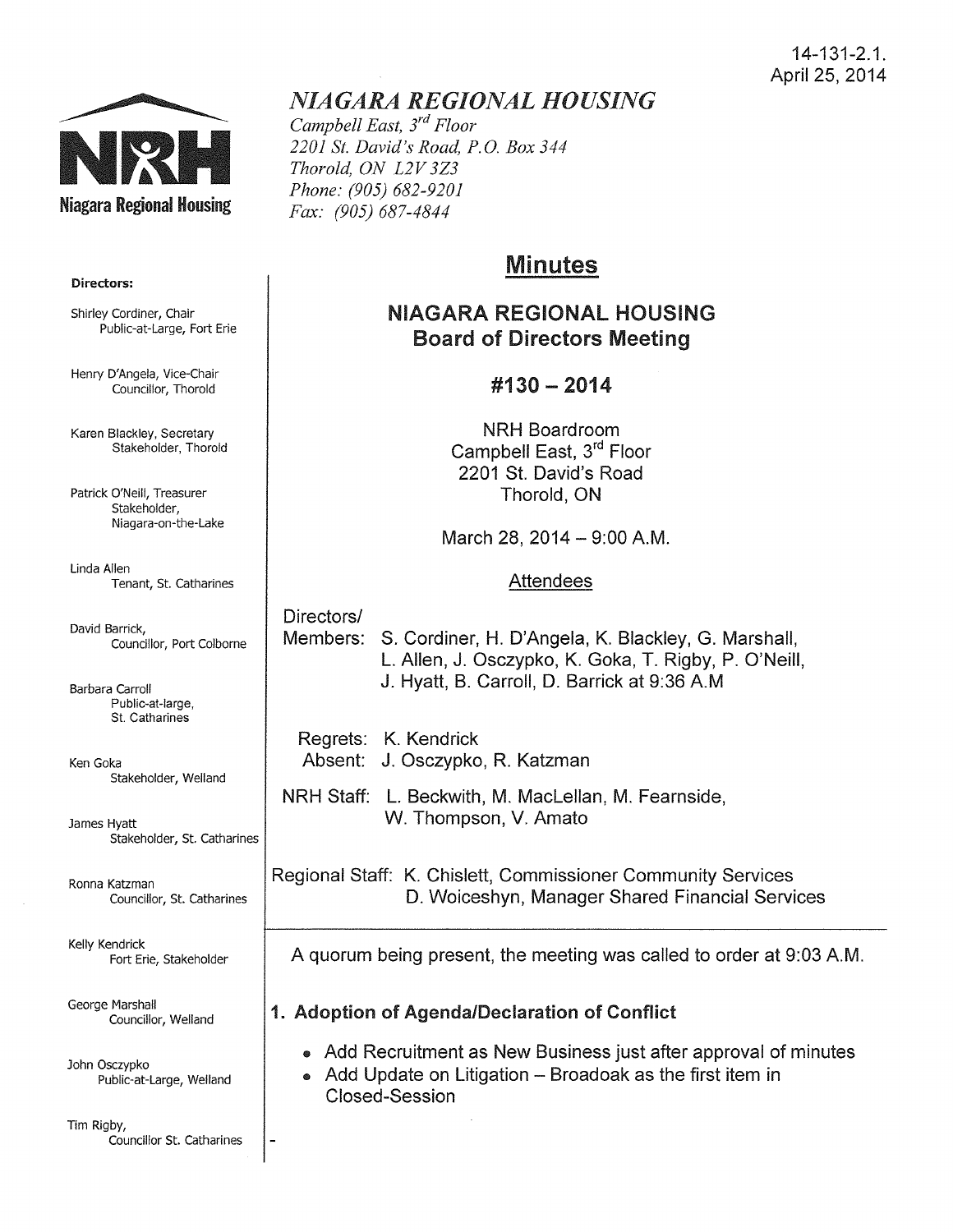14-131-2.1.
April 25, 2014

# *NIAGARA REGIONAL HOUSING*

*Campbell East, 3rd Floor*
*2201 St. David's Road, P.O. Box 344*
*Thorold, ON L2V 3Z3*
*Phone: (905) 682-9201*
*Fax: (905) 687-4844*

**Directors:**

Shirley Cordiner, Chair
Public-at-Large, Fort Erie

Henry D'Angela, Vice-Chair
Councillor, Thorold

Karen Blackley, Secretary
Stakeholder, Thorold

Patrick O'Neill, Treasurer
Stakeholder, Niagara-on-the-Lake

Linda Allen
Tenant, St. Catharines

David Barrick,
Councillor, Port Colborne

Barbara Carroll
Public-at-large, St. Catharines

Ken Goka
Stakeholder, Welland

James Hyatt
Stakeholder, St. Catharines

Ronna Katzman
Councillor, St. Catharines

Kelly Kendrick
Fort Erie, Stakeholder

George Marshall
Councillor, Welland

John Osczypko
Public-at-Large, Welland

Tim Rigby,
Councillor St. Catharines

## Minutes

### NIAGARA REGIONAL HOUSING
### Board of Directors Meeting

### #130 – 2014

NRH Boardroom
Campbell East, 3rd Floor
2201 St. David's Road
Thorold, ON

March 28, 2014 – 9:00 A.M.

Attendees

Directors/
Members: S. Cordiner, H. D'Angela, K. Blackley, G. Marshall, L. Allen, J. Osczypko, K. Goka, T. Rigby, P. O'Neill, J. Hyatt, B. Carroll, D. Barrick at 9:36 A.M

Regrets: K. Kendrick
Absent: J. Osczypko, R. Katzman

NRH Staff: L. Beckwith, M. MacLellan, M. Fearnside, W. Thompson, V. Amato

Regional Staff: K. Chislett, Commissioner Community Services
D. Woiceshyn, Manager Shared Financial Services

A quorum being present, the meeting was called to order at 9:03 A.M.

## 1. Adoption of Agenda/Declaration of Conflict

- Add Recruitment as New Business just after approval of minutes
- Add Update on Litigation – Broadoak as the first item in Closed-Session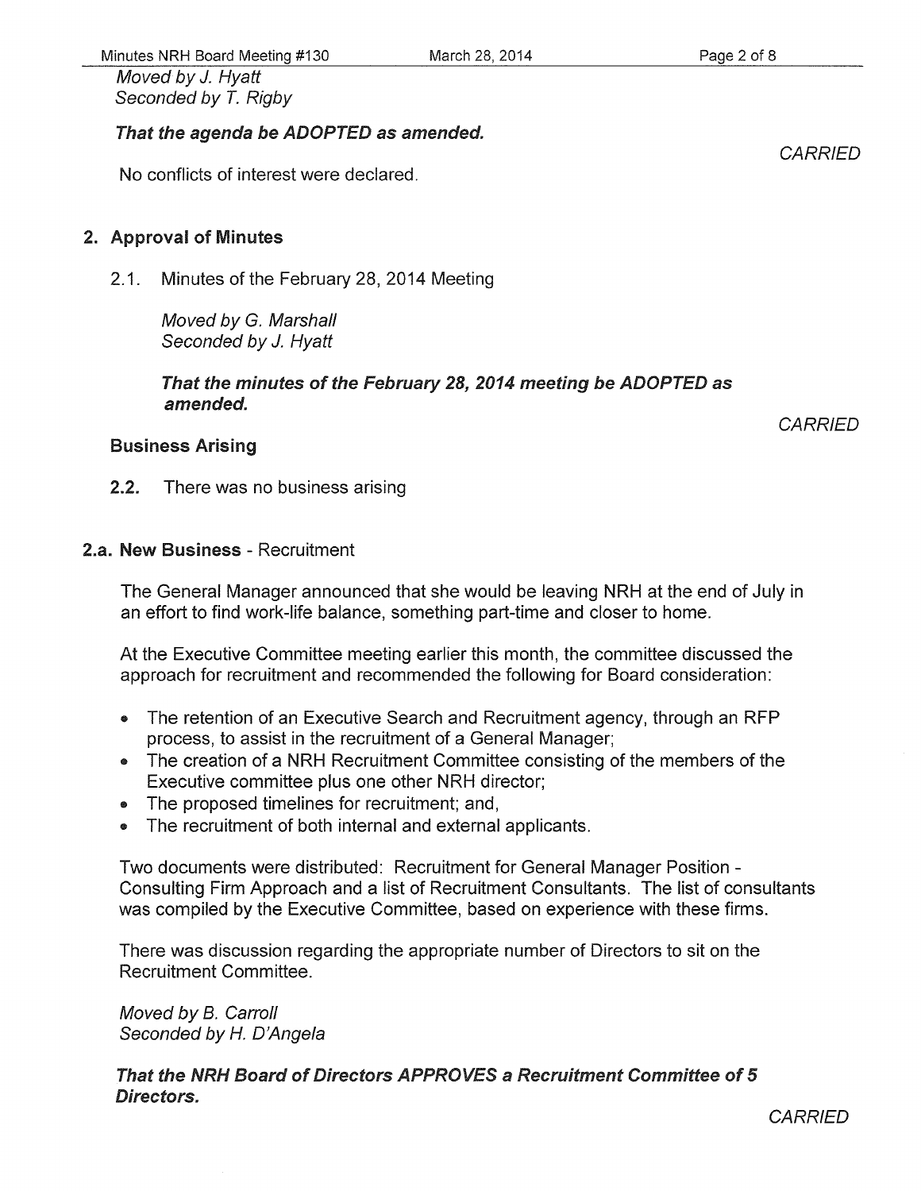*Moved by J. Hyatt*
*Seconded by T. Rigby*

***That the agenda be ADOPTED as amended.***

*CARRIED*

No conflicts of interest were declared.

## 2. Approval of Minutes

2.1. Minutes of the February 28, 2014 Meeting

*Moved by G. Marshall*
*Seconded by J. Hyatt*

***That the minutes of the February 28, 2014 meeting be ADOPTED as amended.***

*CARRIED*

### Business Arising

**2.2.** There was no business arising

## 2.a. New Business - Recruitment

The General Manager announced that she would be leaving NRH at the end of July in an effort to find work-life balance, something part-time and closer to home.

At the Executive Committee meeting earlier this month, the committee discussed the approach for recruitment and recommended the following for Board consideration:

- The retention of an Executive Search and Recruitment agency, through an RFP process, to assist in the recruitment of a General Manager;
- The creation of a NRH Recruitment Committee consisting of the members of the Executive committee plus one other NRH director;
- The proposed timelines for recruitment; and,
- The recruitment of both internal and external applicants.

Two documents were distributed: Recruitment for General Manager Position - Consulting Firm Approach and a list of Recruitment Consultants. The list of consultants was compiled by the Executive Committee, based on experience with these firms.

There was discussion regarding the appropriate number of Directors to sit on the Recruitment Committee.

*Moved by B. Carroll*
*Seconded by H. D'Angela*

***That the NRH Board of Directors APPROVES a Recruitment Committee of 5 Directors.***

*CARRIED*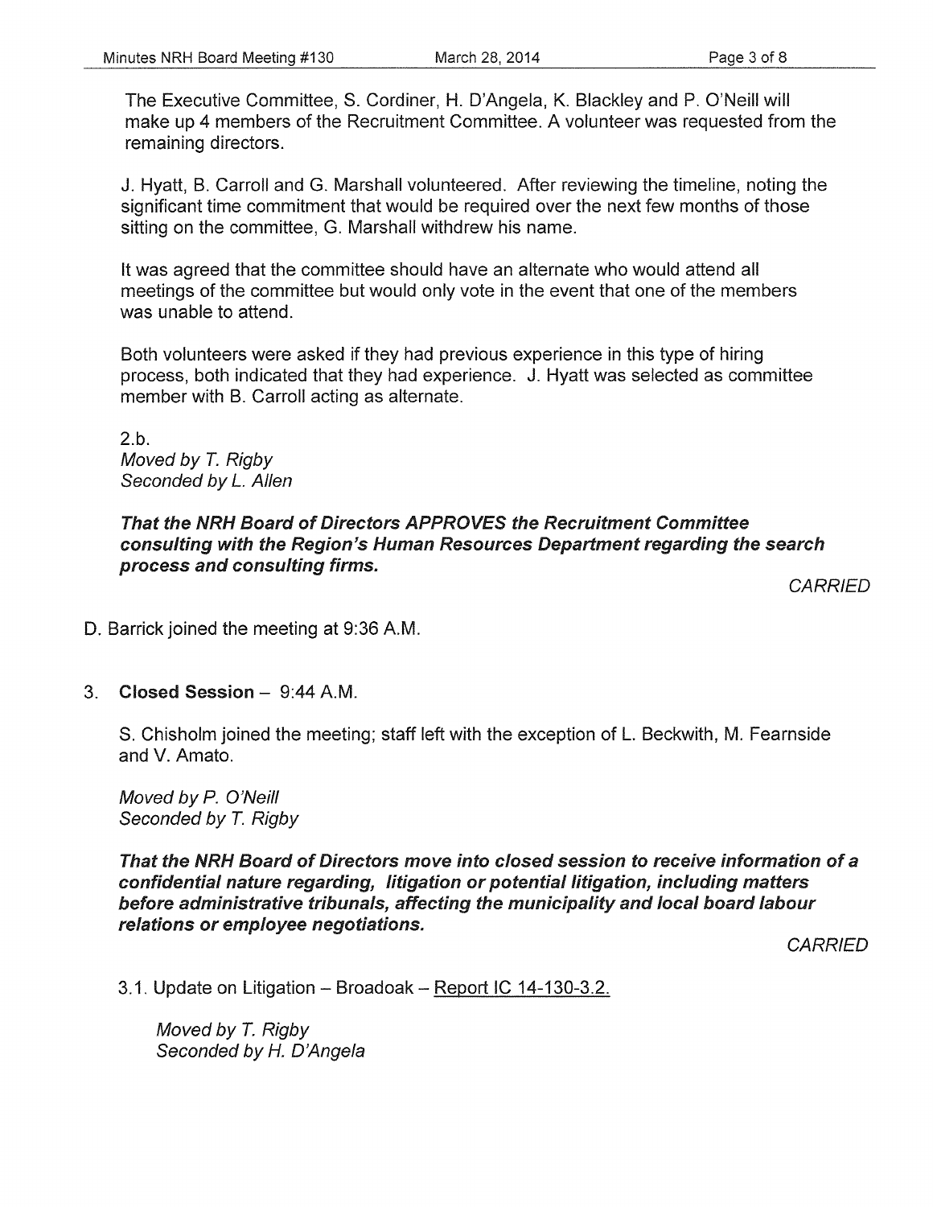The Executive Committee, S. Cordiner, H. D'Angela, K. Blackley and P. O'Neill will make up 4 members of the Recruitment Committee. A volunteer was requested from the remaining directors.

J. Hyatt, B. Carroll and G. Marshall volunteered. After reviewing the timeline, noting the significant time commitment that would be required over the next few months of those sitting on the committee, G. Marshall withdrew his name.

It was agreed that the committee should have an alternate who would attend all meetings of the committee but would only vote in the event that one of the members was unable to attend.

Both volunteers were asked if they had previous experience in this type of hiring process, both indicated that they had experience. J. Hyatt was selected as committee member with B. Carroll acting as alternate.

2.b.
*Moved by T. Rigby*
*Seconded by L. Allen*

***That the NRH Board of Directors APPROVES the Recruitment Committee consulting with the Region's Human Resources Department regarding the search process and consulting firms.***

*CARRIED*

D. Barrick joined the meeting at 9:36 A.M.

3. **Closed Session** – 9:44 A.M.

S. Chisholm joined the meeting; staff left with the exception of L. Beckwith, M. Fearnside and V. Amato.

*Moved by P. O'Neill*
*Seconded by T. Rigby*

***That the NRH Board of Directors move into closed session to receive information of a confidential nature regarding, litigation or potential litigation, including matters before administrative tribunals, affecting the municipality and local board labour relations or employee negotiations.***

*CARRIED*

3.1. Update on Litigation – Broadoak – Report IC 14-130-3.2.

*Moved by T. Rigby*
*Seconded by H. D'Angela*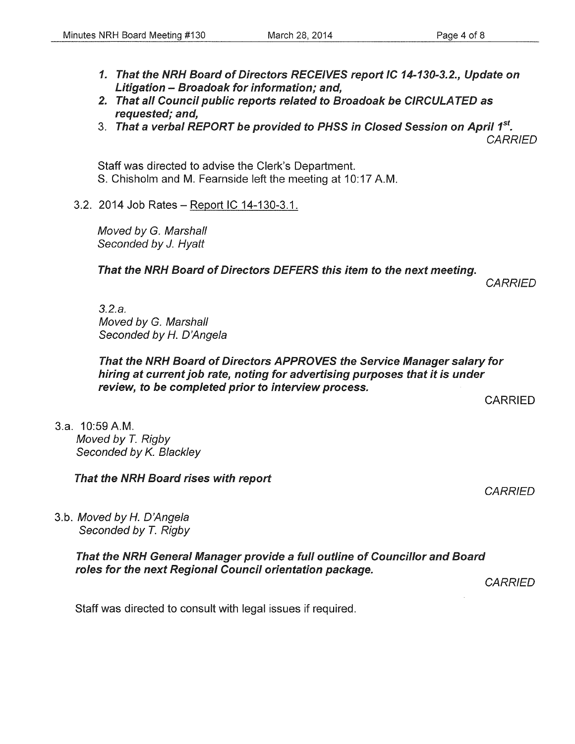1. ***That the NRH Board of Directors RECEIVES report IC 14-130-3.2., Update on Litigation – Broadoak for information; and,***
2. ***That all Council public reports related to Broadoak be CIRCULATED as requested; and,***
3. ***That a verbal REPORT be provided to PHSS in Closed Session on April 1st.***

*CARRIED*

Staff was directed to advise the Clerk's Department.
S. Chisholm and M. Fearnside left the meeting at 10:17 A.M.

3.2. 2014 Job Rates – Report IC 14-130-3.1.

*Moved by G. Marshall*
*Seconded by J. Hyatt*

***That the NRH Board of Directors DEFERS this item to the next meeting.***

*CARRIED*

*3.2.a.*
*Moved by G. Marshall*
*Seconded by H. D'Angela*

***That the NRH Board of Directors APPROVES the Service Manager salary for hiring at current job rate, noting for advertising purposes that it is under review, to be completed prior to interview process.***

CARRIED

3.a. 10:59 A.M.
*Moved by T. Rigby*
*Seconded by K. Blackley*

***That the NRH Board rises with report***

*CARRIED*

3.b. *Moved by H. D'Angela*
*Seconded by T. Rigby*

***That the NRH General Manager provide a full outline of Councillor and Board roles for the next Regional Council orientation package.***

*CARRIED*

Staff was directed to consult with legal issues if required.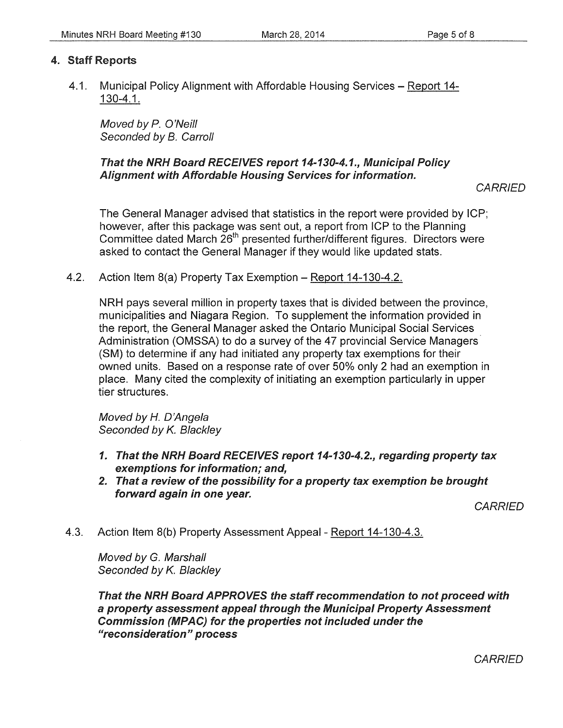## 4. Staff Reports

4.1. Municipal Policy Alignment with Affordable Housing Services – Report 14-130-4.1.

*Moved by P. O'Neill*
*Seconded by B. Carroll*

***That the NRH Board RECEIVES report 14-130-4.1., Municipal Policy Alignment with Affordable Housing Services for information.***

*CARRIED*

The General Manager advised that statistics in the report were provided by ICP; however, after this package was sent out, a report from ICP to the Planning Committee dated March 26th presented further/different figures. Directors were asked to contact the General Manager if they would like updated stats.

4.2. Action Item 8(a) Property Tax Exemption – Report 14-130-4.2.

NRH pays several million in property taxes that is divided between the province, municipalities and Niagara Region. To supplement the information provided in the report, the General Manager asked the Ontario Municipal Social Services Administration (OMSSA) to do a survey of the 47 provincial Service Managers (SM) to determine if any had initiated any property tax exemptions for their owned units. Based on a response rate of over 50% only 2 had an exemption in place. Many cited the complexity of initiating an exemption particularly in upper tier structures.

*Moved by H. D'Angela*
*Seconded by K. Blackley*

1. ***That the NRH Board RECEIVES report 14-130-4.2., regarding property tax exemptions for information; and,***
2. ***That a review of the possibility for a property tax exemption be brought forward again in one year.***

*CARRIED*

4.3. Action Item 8(b) Property Assessment Appeal - Report 14-130-4.3.

*Moved by G. Marshall*
*Seconded by K. Blackley*

***That the NRH Board APPROVES the staff recommendation to not proceed with a property assessment appeal through the Municipal Property Assessment Commission (MPAC) for the properties not included under the "reconsideration" process***

*CARRIED*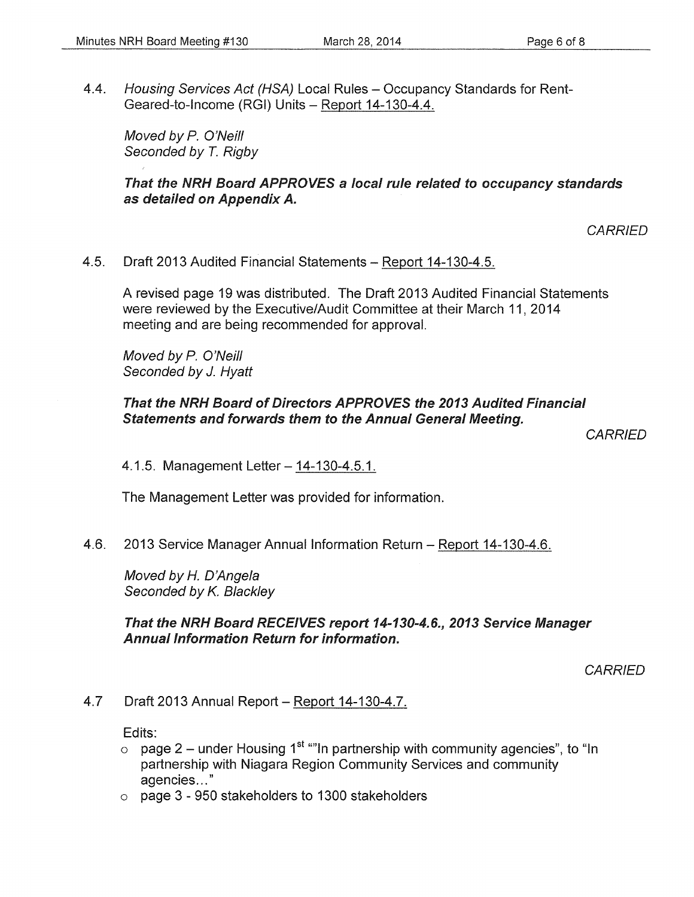4.4. *Housing Services Act (HSA)* Local Rules – Occupancy Standards for Rent-Geared-to-Income (RGI) Units – Report 14-130-4.4.

*Moved by P. O'Neill*
*Seconded by T. Rigby*

***That the NRH Board APPROVES a local rule related to occupancy standards as detailed on Appendix A.***

*CARRIED*

4.5. Draft 2013 Audited Financial Statements – Report 14-130-4.5.

A revised page 19 was distributed. The Draft 2013 Audited Financial Statements were reviewed by the Executive/Audit Committee at their March 11, 2014 meeting and are being recommended for approval.

*Moved by P. O'Neill*
*Seconded by J. Hyatt*

***That the NRH Board of Directors APPROVES the 2013 Audited Financial Statements and forwards them to the Annual General Meeting.***

*CARRIED*

4.1.5. Management Letter – 14-130-4.5.1.

The Management Letter was provided for information.

4.6. 2013 Service Manager Annual Information Return – Report 14-130-4.6.

*Moved by H. D'Angela*
*Seconded by K. Blackley*

***That the NRH Board RECEIVES report 14-130-4.6., 2013 Service Manager Annual Information Return for information.***

*CARRIED*

4.7 Draft 2013 Annual Report – Report 14-130-4.7.

Edits:

- page 2 – under Housing 1st ""In partnership with community agencies", to "In partnership with Niagara Region Community Services and community agencies…"
- page 3 - 950 stakeholders to 1300 stakeholders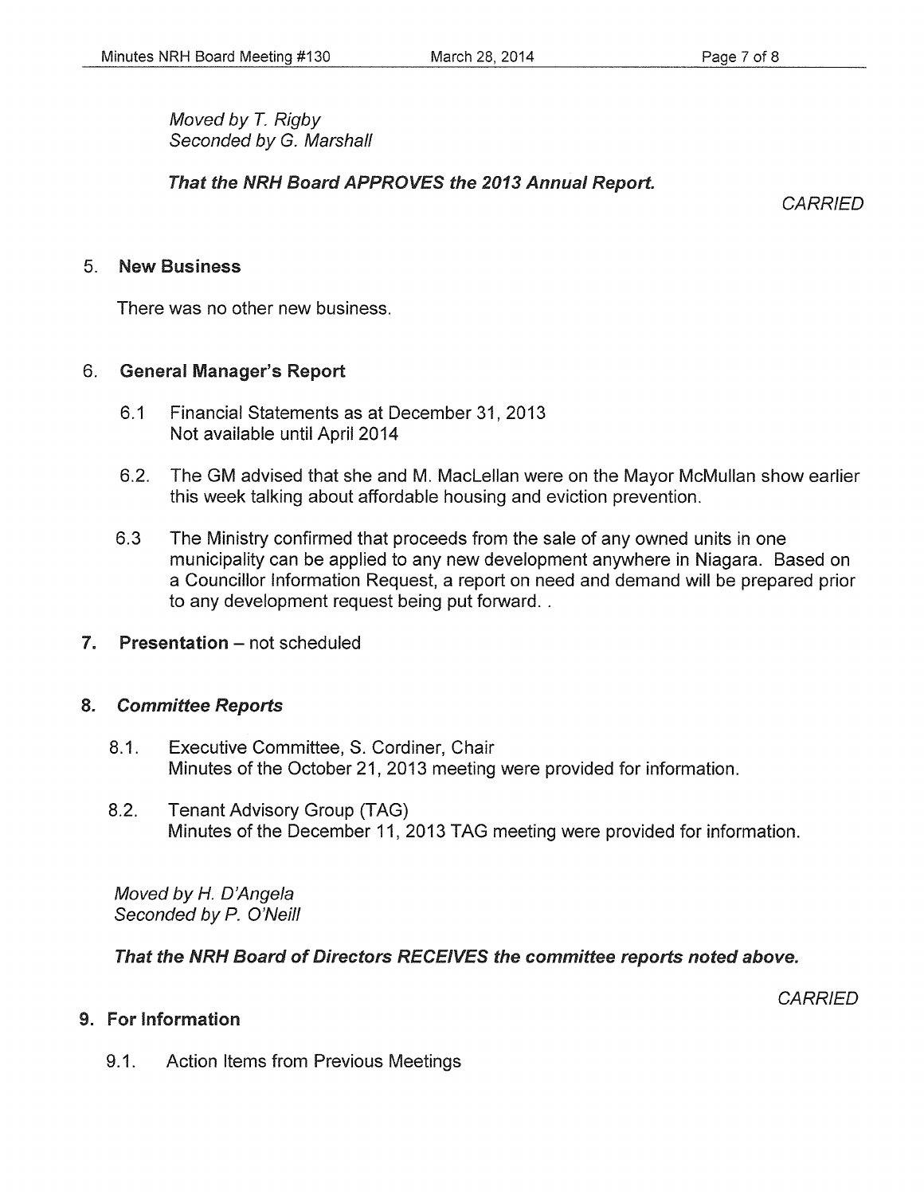*Moved by T. Rigby*
*Seconded by G. Marshall*

***That the NRH Board APPROVES the 2013 Annual Report.***

*CARRIED*

5. **New Business**

There was no other new business.

6. **General Manager's Report**

   6.1 Financial Statements as at December 31, 2013
   Not available until April 2014

   6.2. The GM advised that she and M. MacLellan were on the Mayor McMullan show earlier this week talking about affordable housing and eviction prevention.

   6.3 The Ministry confirmed that proceeds from the sale of any owned units in one municipality can be applied to any new development anywhere in Niagara. Based on a Councillor Information Request, a report on need and demand will be prepared prior to any development request being put forward. .

7. **Presentation** – not scheduled

8. ***Committee Reports***

   8.1. Executive Committee, S. Cordiner, Chair
   Minutes of the October 21, 2013 meeting were provided for information.

   8.2. Tenant Advisory Group (TAG)
   Minutes of the December 11, 2013 TAG meeting were provided for information.

*Moved by H. D'Angela*
*Seconded by P. O'Neill*

***That the NRH Board of Directors RECEIVES the committee reports noted above.***

*CARRIED*

9. **For Information**

   9.1. Action Items from Previous Meetings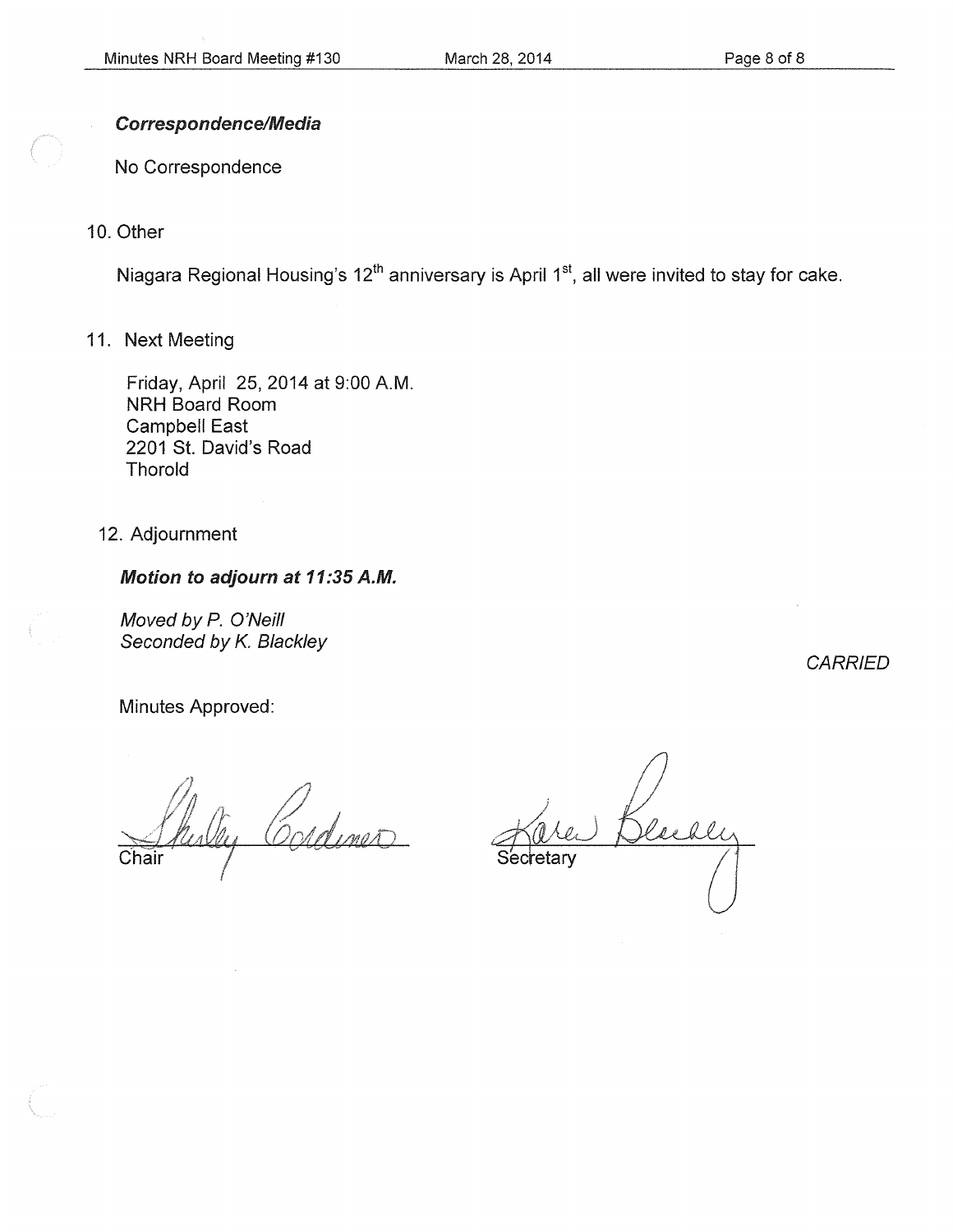***Correspondence/Media***

No Correspondence

10. Other

Niagara Regional Housing's 12th anniversary is April 1st, all were invited to stay for cake.

11. Next Meeting

Friday, April 25, 2014 at 9:00 A.M.
NRH Board Room
Campbell East
2201 St. David's Road
Thorold

12. Adjournment

***Motion to adjourn at 11:35 A.M.***

*Moved by P. O'Neill*
*Seconded by K. Blackley*

*CARRIED*

Minutes Approved:

Chair

Secretary